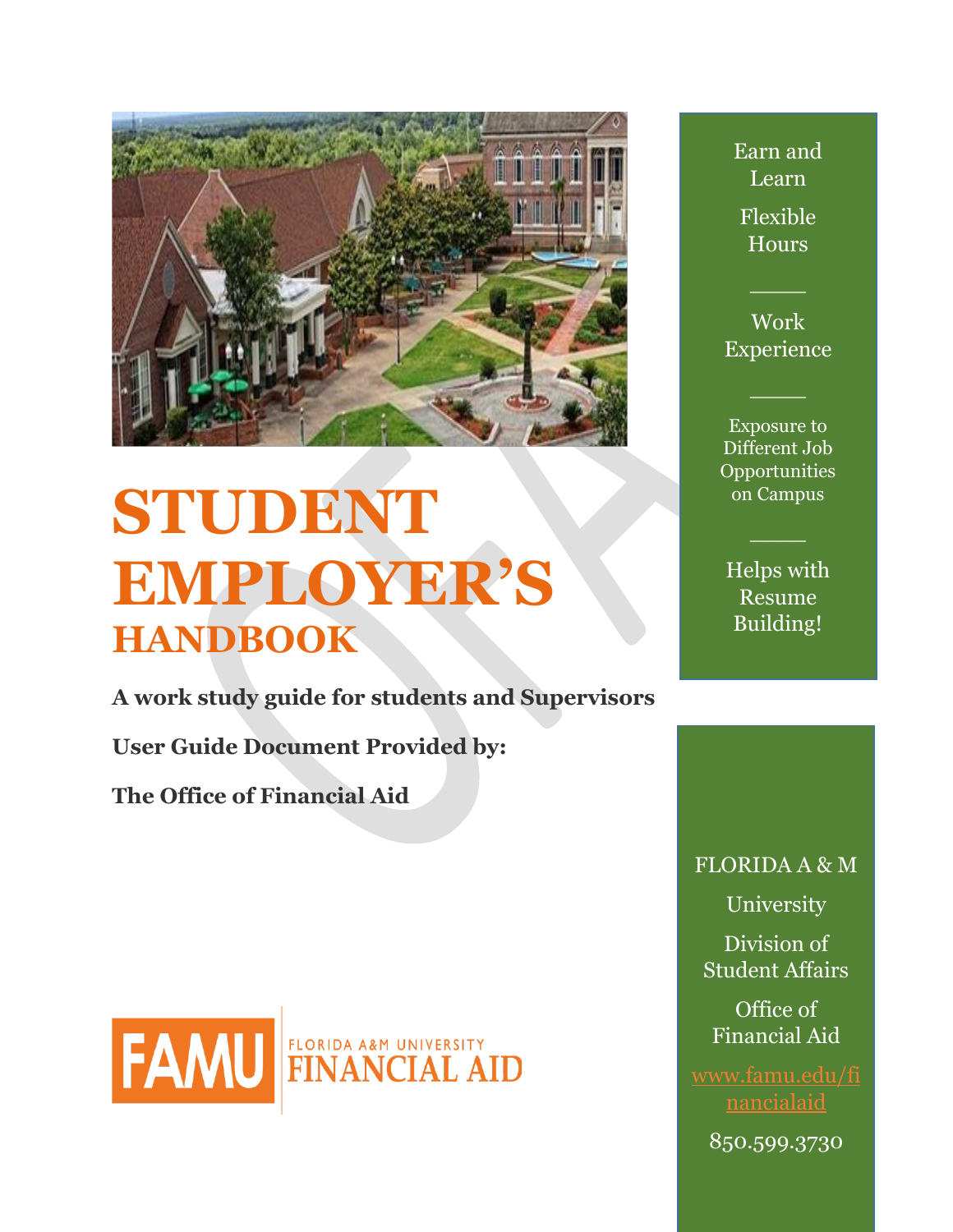# STUDENT EMPLOYER'S HANDBOOK

**A work study guide for students and Supervisors**

**User Guide Document Provided by:**

**The Office of Financial Aid**

FAMU FLORIDA A&M UNIVERSITY FINANCIAL AID

Earn and Learn

Flexible Hours

---

Work Experience

---

Exposure to Different Job Opportunities on Campus

---

Helps with Resume Building!

FLORIDA A & M University

Division of Student Affairs

Office of Financial Aid

www.famu.edu/financialaid

850.599.3730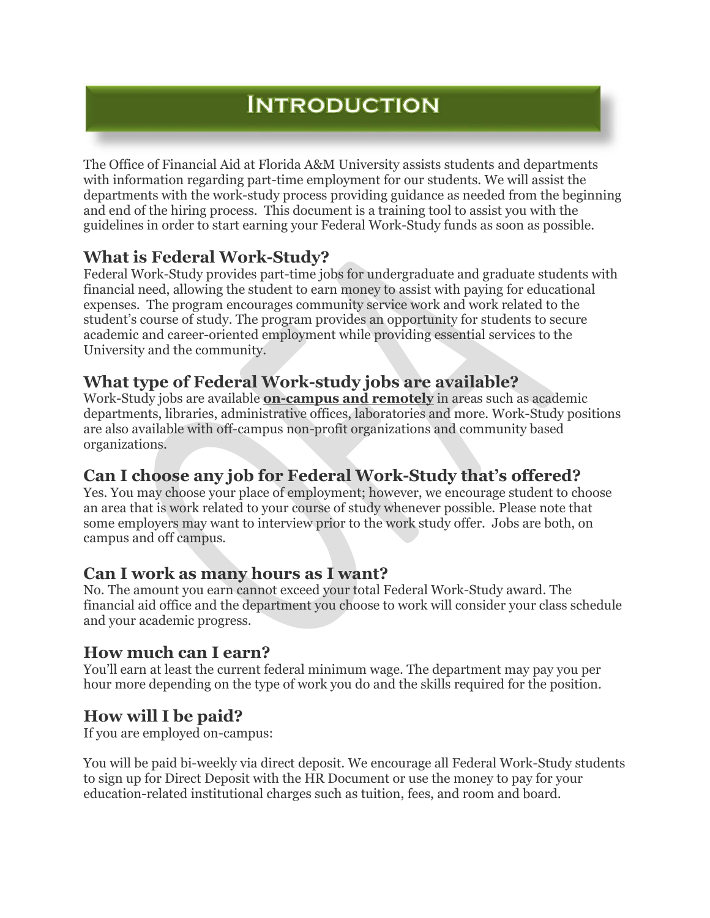# Introduction

The Office of Financial Aid at Florida A&M University assists students and departments with information regarding part-time employment for our students. We will assist the departments with the work-study process providing guidance as needed from the beginning and end of the hiring process. This document is a training tool to assist you with the guidelines in order to start earning your Federal Work-Study funds as soon as possible.

## What is Federal Work-Study?

Federal Work-Study provides part-time jobs for undergraduate and graduate students with financial need, allowing the student to earn money to assist with paying for educational expenses. The program encourages community service work and work related to the student's course of study. The program provides an opportunity for students to secure academic and career-oriented employment while providing essential services to the University and the community.

## What type of Federal Work-study jobs are available?

Work-Study jobs are available **<u>on-campus and remotely</u>** in areas such as academic departments, libraries, administrative offices, laboratories and more. Work-Study positions are also available with off-campus non-profit organizations and community based organizations.

## Can I choose any job for Federal Work-Study that's offered?

Yes. You may choose your place of employment; however, we encourage student to choose an area that is work related to your course of study whenever possible. Please note that some employers may want to interview prior to the work study offer. Jobs are both, on campus and off campus.

## Can I work as many hours as I want?

No. The amount you earn cannot exceed your total Federal Work-Study award. The financial aid office and the department you choose to work will consider your class schedule and your academic progress.

## How much can I earn?

You'll earn at least the current federal minimum wage. The department may pay you per hour more depending on the type of work you do and the skills required for the position.

## How will I be paid?

If you are employed on-campus:

You will be paid bi-weekly via direct deposit. We encourage all Federal Work-Study students to sign up for Direct Deposit with the HR Document or use the money to pay for your education-related institutional charges such as tuition, fees, and room and board.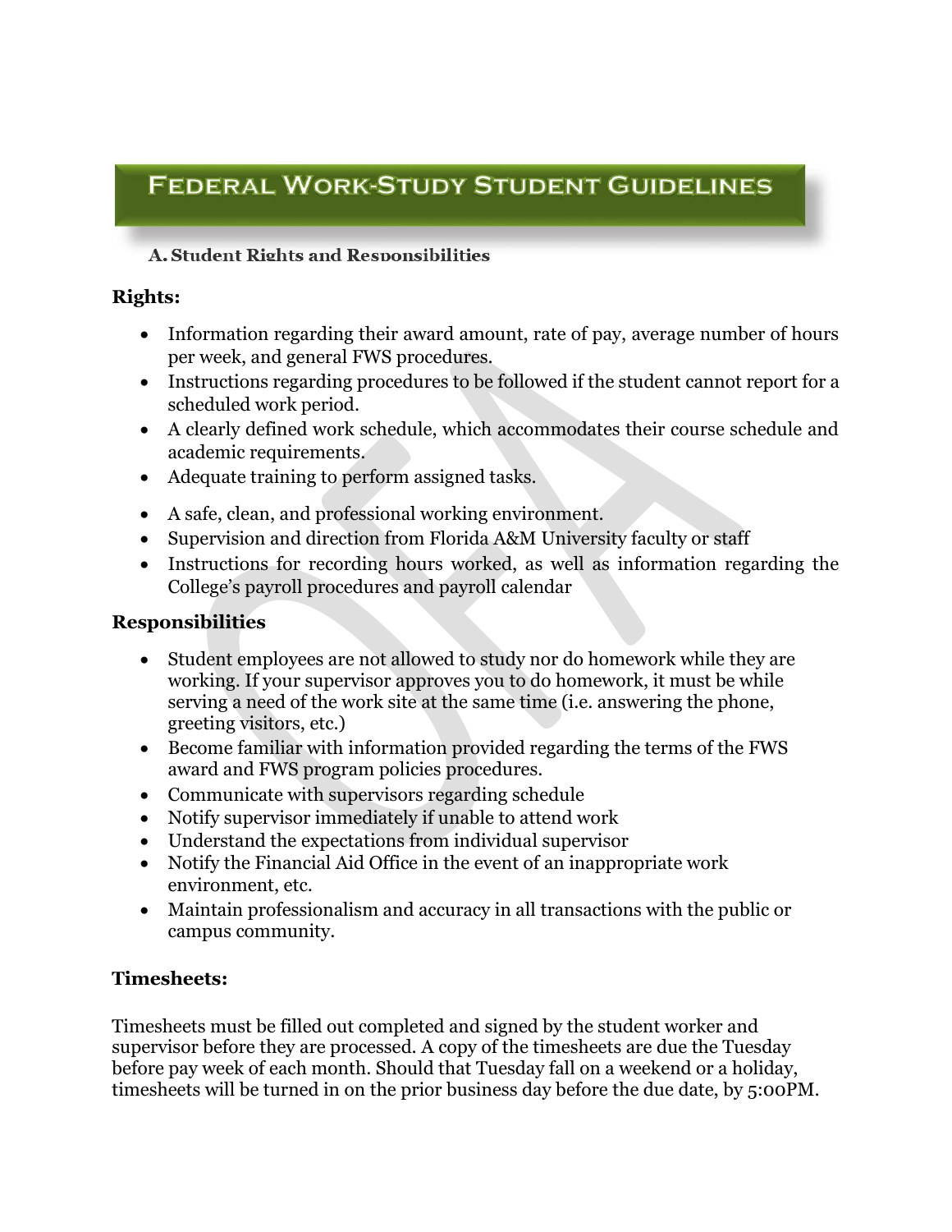# Federal Work-Study Student Guidelines

## A. Student Rights and Responsibilities

### Rights:

- Information regarding their award amount, rate of pay, average number of hours per week, and general FWS procedures.
- Instructions regarding procedures to be followed if the student cannot report for a scheduled work period.
- A clearly defined work schedule, which accommodates their course schedule and academic requirements.
- Adequate training to perform assigned tasks.
- A safe, clean, and professional working environment.
- Supervision and direction from Florida A&M University faculty or staff
- Instructions for recording hours worked, as well as information regarding the College's payroll procedures and payroll calendar

### Responsibilities

- Student employees are not allowed to study nor do homework while they are working. If your supervisor approves you to do homework, it must be while serving a need of the work site at the same time (i.e. answering the phone, greeting visitors, etc.)
- Become familiar with information provided regarding the terms of the FWS award and FWS program policies procedures.
- Communicate with supervisors regarding schedule
- Notify supervisor immediately if unable to attend work
- Understand the expectations from individual supervisor
- Notify the Financial Aid Office in the event of an inappropriate work environment, etc.
- Maintain professionalism and accuracy in all transactions with the public or campus community.

### Timesheets:

Timesheets must be filled out completed and signed by the student worker and supervisor before they are processed. A copy of the timesheets are due the Tuesday before pay week of each month. Should that Tuesday fall on a weekend or a holiday, timesheets will be turned in on the prior business day before the due date, by 5:00PM.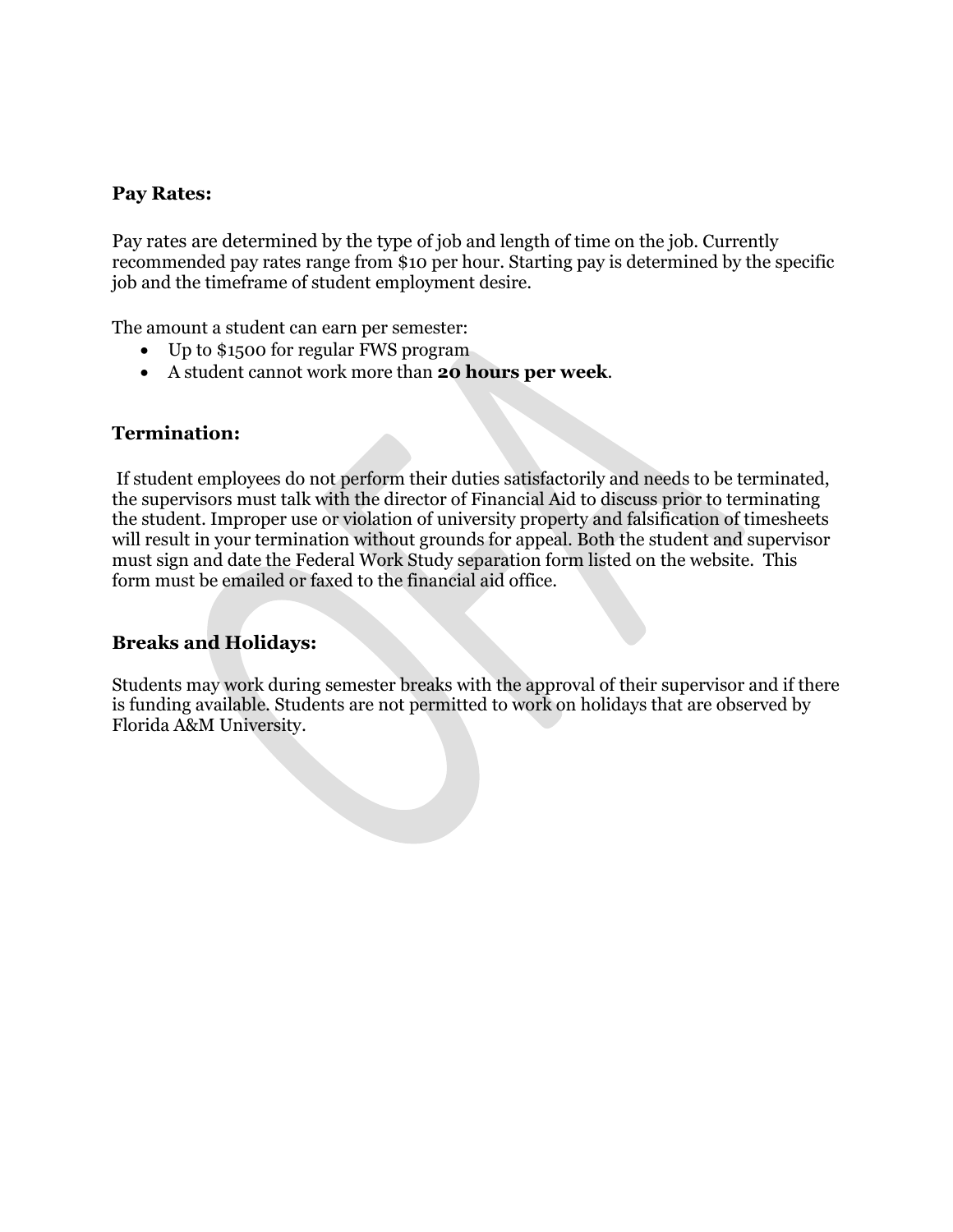## Pay Rates:

Pay rates are determined by the type of job and length of time on the job. Currently recommended pay rates range from $10 per hour. Starting pay is determined by the specific job and the timeframe of student employment desire.

The amount a student can earn per semester:

- Up to $1500 for regular FWS program
- A student cannot work more than **20 hours per week**.

## Termination:

If student employees do not perform their duties satisfactorily and needs to be terminated, the supervisors must talk with the director of Financial Aid to discuss prior to terminating the student. Improper use or violation of university property and falsification of timesheets will result in your termination without grounds for appeal. Both the student and supervisor must sign and date the Federal Work Study separation form listed on the website. This form must be emailed or faxed to the financial aid office.

## Breaks and Holidays:

Students may work during semester breaks with the approval of their supervisor and if there is funding available. Students are not permitted to work on holidays that are observed by Florida A&M University.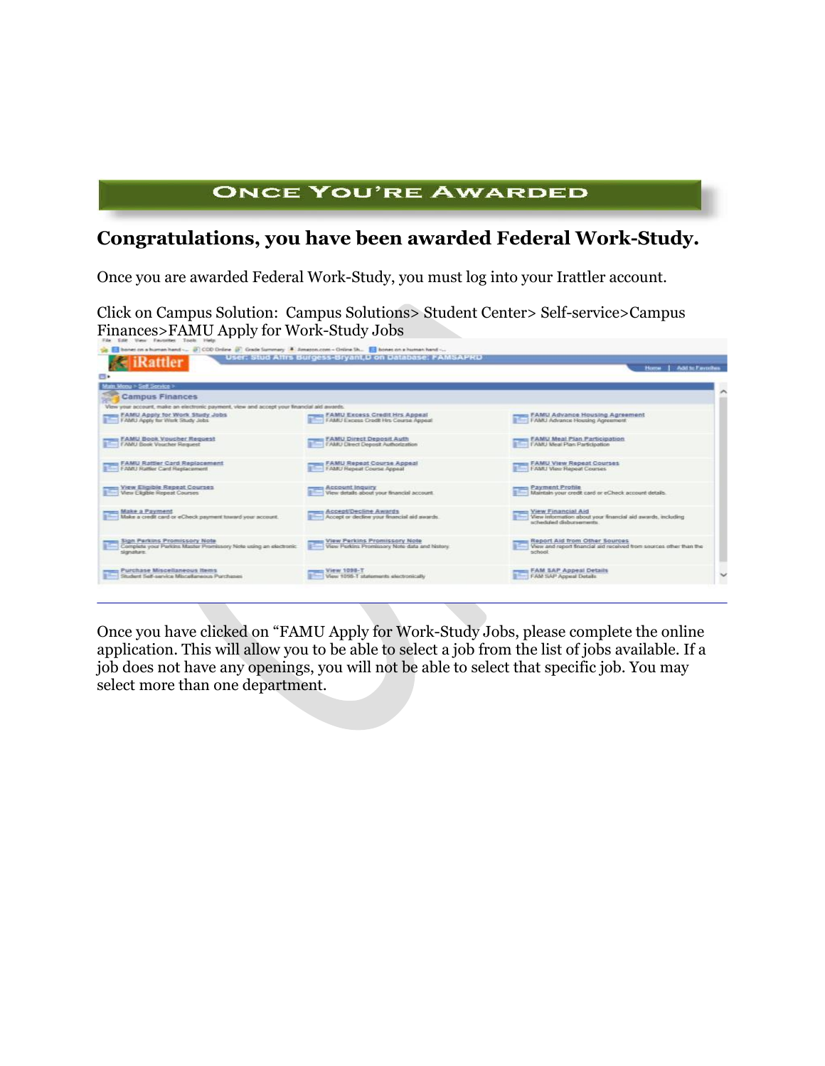# ONCE YOU'RE AWARDED

## Congratulations, you have been awarded Federal Work-Study.

Once you are awarded Federal Work-Study, you must log into your Irattler account.

Click on Campus Solution: Campus Solutions> Student Center> Self-service>Campus Finances>FAMU Apply for Work-Study Jobs

---

Once you have clicked on "FAMU Apply for Work-Study Jobs, please complete the online application. This will allow you to be able to select a job from the list of jobs available. If a job does not have any openings, you will not be able to select that specific job. You may select more than one department.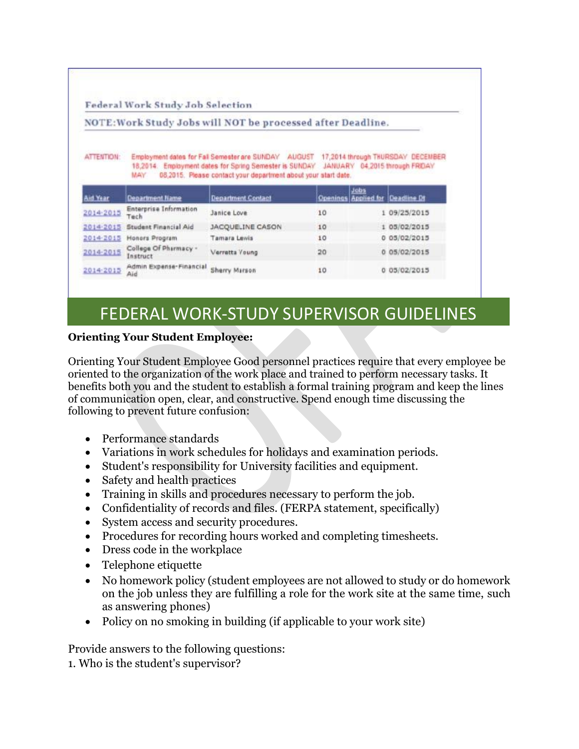Federal Work Study Job Selection

NOTE:Work Study Jobs will NOT be processed after Deadline.

ATTENTION: Employment dates for Fall Semester are SUNDAY AUGUST 17,2014 through THURSDAY DECEMBER 18,2014. Employment dates for Spring Semester is SUNDAY JANUARY 04,2015 through FRIDAY MAY 08,2015. Please contact your department about your start date.

| Aid Year | Department Name | Department Contact | Openings | Jobs Applied for | Deadline Dt |
|---|---|---|---|---|---|
| 2014-2015 | Enterprise Information Tech | Janice Love | 10 | 1 | 09/25/2015 |
| 2014-2015 | Student Financial Aid | JACQUELINE CASON | 10 | 1 | 05/02/2015 |
| 2014-2015 | Honors Program | Tamara Lewis | 10 | 0 | 05/02/2015 |
| 2014-2015 | College Of Pharmacy - Instruct | Verretta Young | 20 | 0 | 05/02/2015 |
| 2014-2015 | Admin Expense-Financial Aid | Sherry Marson | 10 | 0 | 05/02/2015 |

# FEDERAL WORK-STUDY SUPERVISOR GUIDELINES

**Orienting Your Student Employee:**

Orienting Your Student Employee Good personnel practices require that every employee be oriented to the organization of the work place and trained to perform necessary tasks. It benefits both you and the student to establish a formal training program and keep the lines of communication open, clear, and constructive. Spend enough time discussing the following to prevent future confusion:

- Performance standards
- Variations in work schedules for holidays and examination periods.
- Student's responsibility for University facilities and equipment.
- Safety and health practices
- Training in skills and procedures necessary to perform the job.
- Confidentiality of records and files. (FERPA statement, specifically)
- System access and security procedures.
- Procedures for recording hours worked and completing timesheets.
- Dress code in the workplace
- Telephone etiquette
- No homework policy (student employees are not allowed to study or do homework on the job unless they are fulfilling a role for the work site at the same time, such as answering phones)
- Policy on no smoking in building (if applicable to your work site)

Provide answers to the following questions:

1. Who is the student's supervisor?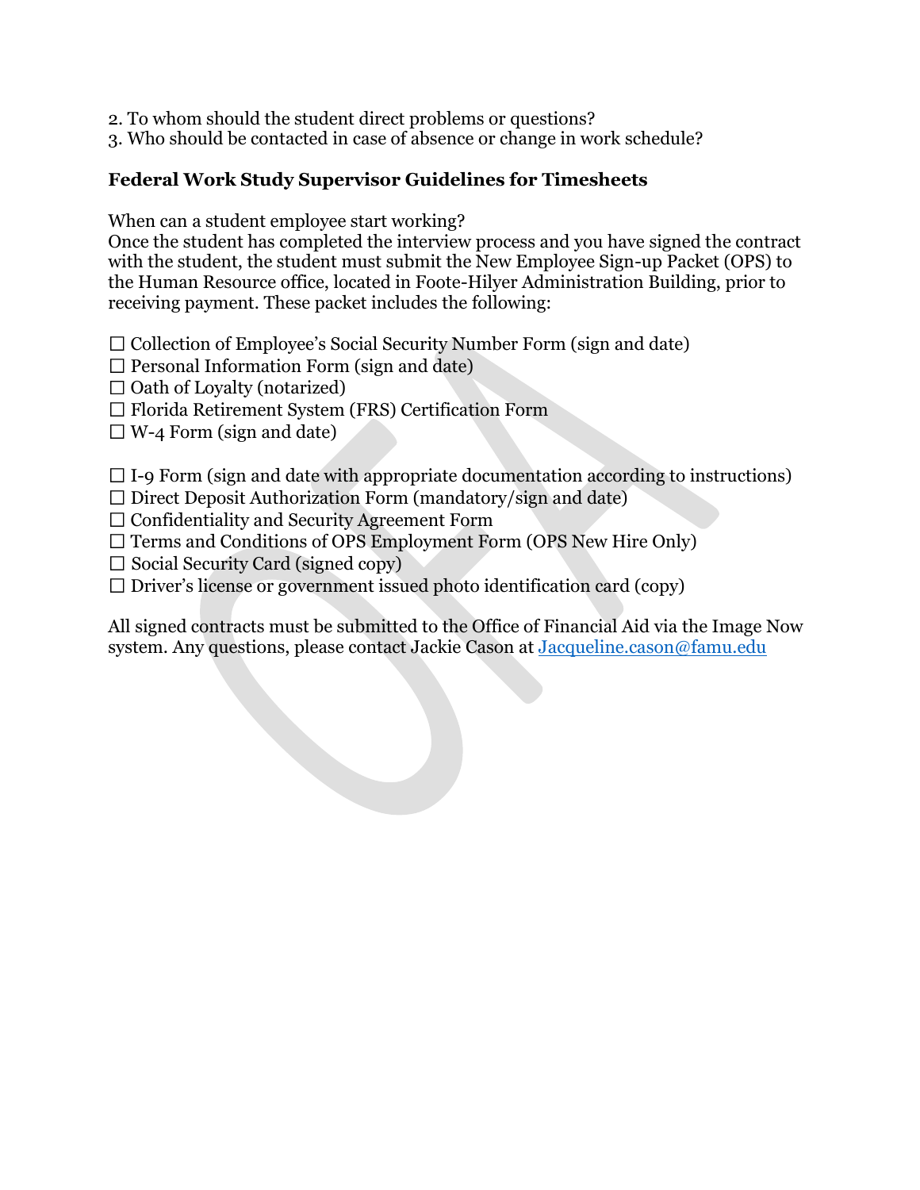2. To whom should the student direct problems or questions?
3. Who should be contacted in case of absence or change in work schedule?

**Federal Work Study Supervisor Guidelines for Timesheets**

When can a student employee start working?
Once the student has completed the interview process and you have signed the contract with the student, the student must submit the New Employee Sign-up Packet (OPS) to the Human Resource office, located in Foote-Hilyer Administration Building, prior to receiving payment. These packet includes the following:

☐ Collection of Employee's Social Security Number Form (sign and date)
☐ Personal Information Form (sign and date)
☐ Oath of Loyalty (notarized)
☐ Florida Retirement System (FRS) Certification Form
☐ W-4 Form (sign and date)

☐ I-9 Form (sign and date with appropriate documentation according to instructions)
☐ Direct Deposit Authorization Form (mandatory/sign and date)
☐ Confidentiality and Security Agreement Form
☐ Terms and Conditions of OPS Employment Form (OPS New Hire Only)
☐ Social Security Card (signed copy)
☐ Driver's license or government issued photo identification card (copy)

All signed contracts must be submitted to the Office of Financial Aid via the Image Now system. Any questions, please contact Jackie Cason at Jacqueline.cason@famu.edu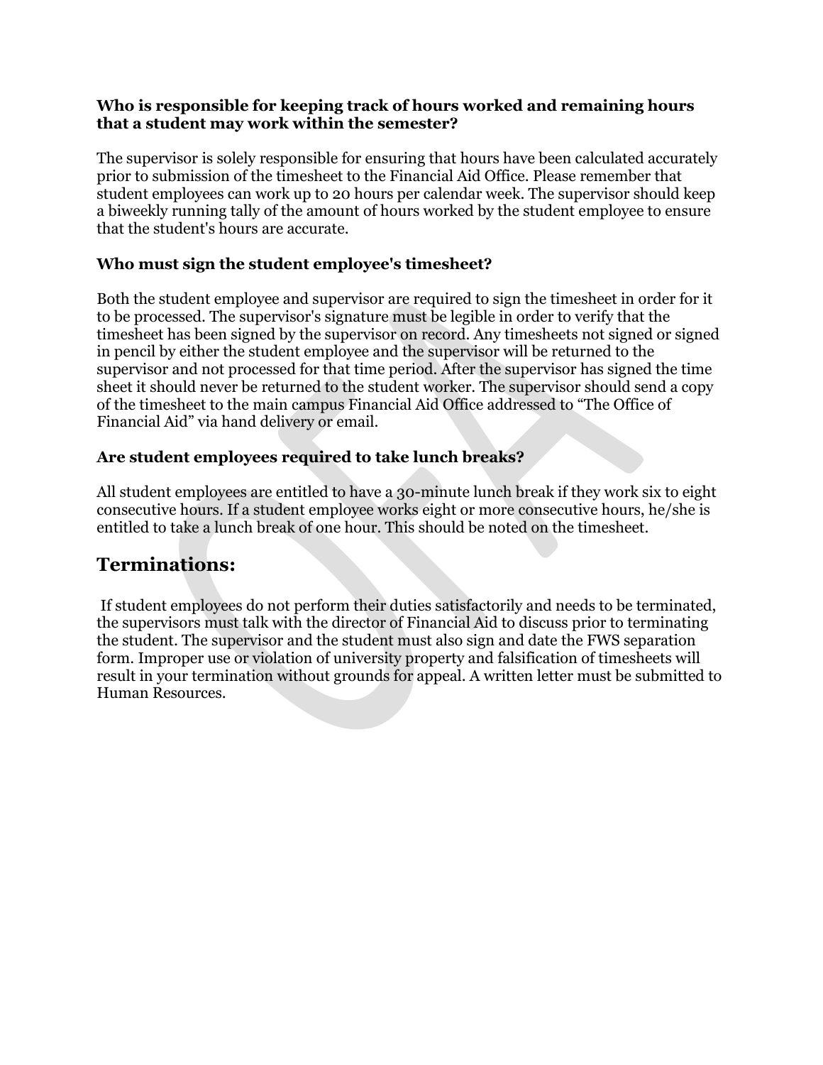**Who is responsible for keeping track of hours worked and remaining hours that a student may work within the semester?**

The supervisor is solely responsible for ensuring that hours have been calculated accurately prior to submission of the timesheet to the Financial Aid Office. Please remember that student employees can work up to 20 hours per calendar week. The supervisor should keep a biweekly running tally of the amount of hours worked by the student employee to ensure that the student's hours are accurate.

**Who must sign the student employee's timesheet?**

Both the student employee and supervisor are required to sign the timesheet in order for it to be processed. The supervisor's signature must be legible in order to verify that the timesheet has been signed by the supervisor on record. Any timesheets not signed or signed in pencil by either the student employee and the supervisor will be returned to the supervisor and not processed for that time period. After the supervisor has signed the time sheet it should never be returned to the student worker. The supervisor should send a copy of the timesheet to the main campus Financial Aid Office addressed to "The Office of Financial Aid" via hand delivery or email.

**Are student employees required to take lunch breaks?**

All student employees are entitled to have a 30-minute lunch break if they work six to eight consecutive hours. If a student employee works eight or more consecutive hours, he/she is entitled to take a lunch break of one hour. This should be noted on the timesheet.

## Terminations:

If student employees do not perform their duties satisfactorily and needs to be terminated, the supervisors must talk with the director of Financial Aid to discuss prior to terminating the student. The supervisor and the student must also sign and date the FWS separation form. Improper use or violation of university property and falsification of timesheets will result in your termination without grounds for appeal. A written letter must be submitted to Human Resources.